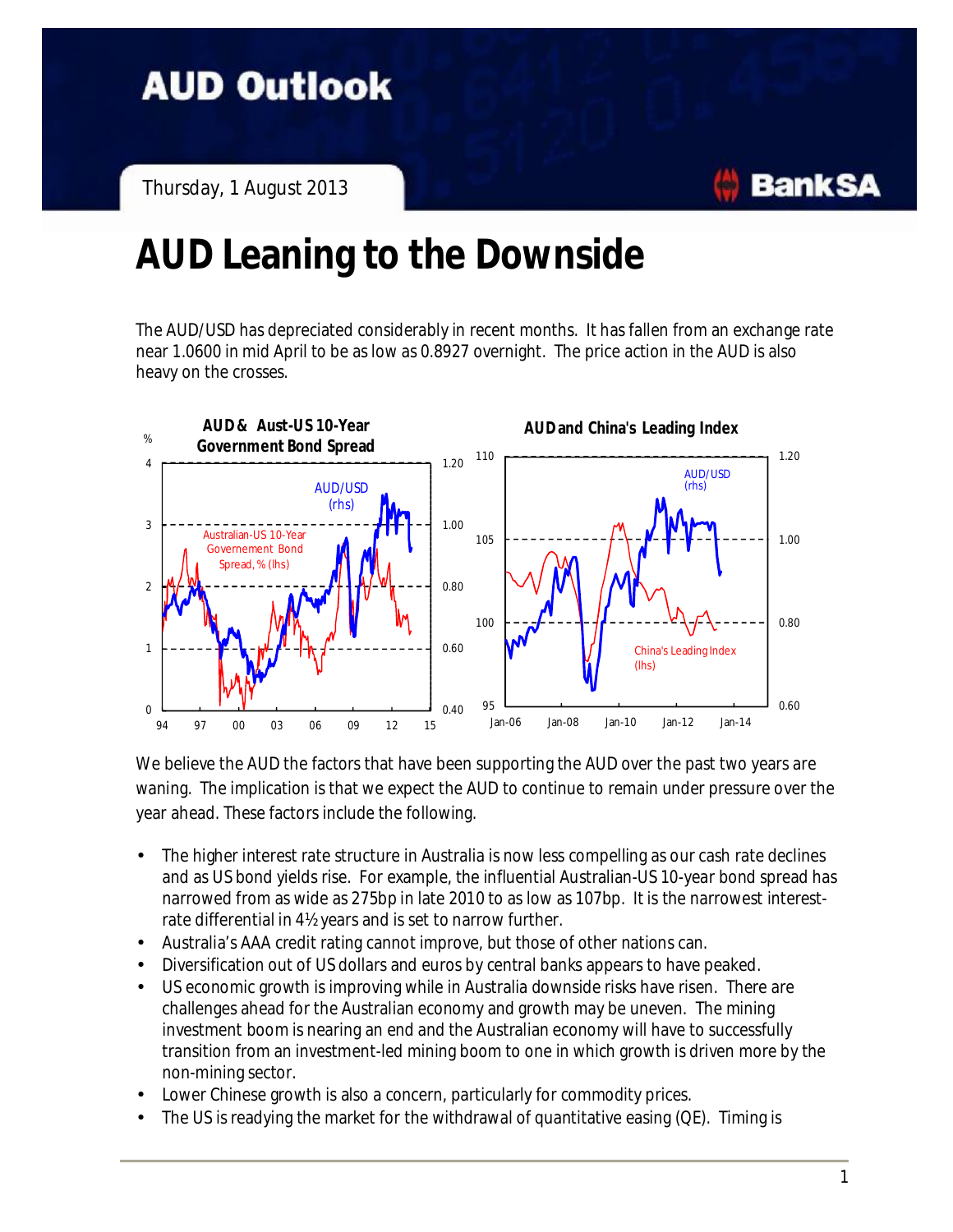AUD Outlook

Thursday, 1 August 2013

BankSA

# AUD Leaning to the Downside

The AUD/USD has depreciated considerably in recent months. It has fallen from an exchange rate near 1.0600 in mid April to be as low as 0.8927 overnight. The price action in the AUD is also heavy on the crosses.

AUD & Aust-US 10-Year Government Bond Spread

%

4
3
2
1
0

1.20
1.00
0.80
0.60
0.40

94 97 00 03 06 09 12 15

AUD/USD (rhs)

Australian-US 10-Year Governement Bond Spread, % (lhs)

AUD and China's Leading Index

110
105
100
95

1.20
1.00
0.80
0.60

Jan-06 Jan-08 Jan-10 Jan-12 Jan-14

AUD/USD (rhs)

China's Leading Index (lhs)

We believe the AUD the factors that have been supporting the AUD over the past two years are waning. The implication is that we expect the AUD to continue to remain under pressure over the year ahead. These factors include the following.

- The higher interest rate structure in Australia is now less compelling as our cash rate declines and as US bond yields rise. For example, the influential Australian-US 10-year bond spread has narrowed from as wide as 275bp in late 2010 to as low as 107bp. It is the narrowest interest-rate differential in 4½ years and is set to narrow further.
- Australia's AAA credit rating cannot improve, but those of other nations can.
- Diversification out of US dollars and euros by central banks appears to have peaked.
- US economic growth is improving while in Australia downside risks have risen. There are challenges ahead for the Australian economy and growth may be uneven. The mining investment boom is nearing an end and the Australian economy will have to successfully transition from an investment-led mining boom to one in which growth is driven more by the non-mining sector.
- Lower Chinese growth is also a concern, particularly for commodity prices.
- The US is readying the market for the withdrawal of quantitative easing (QE). Timing is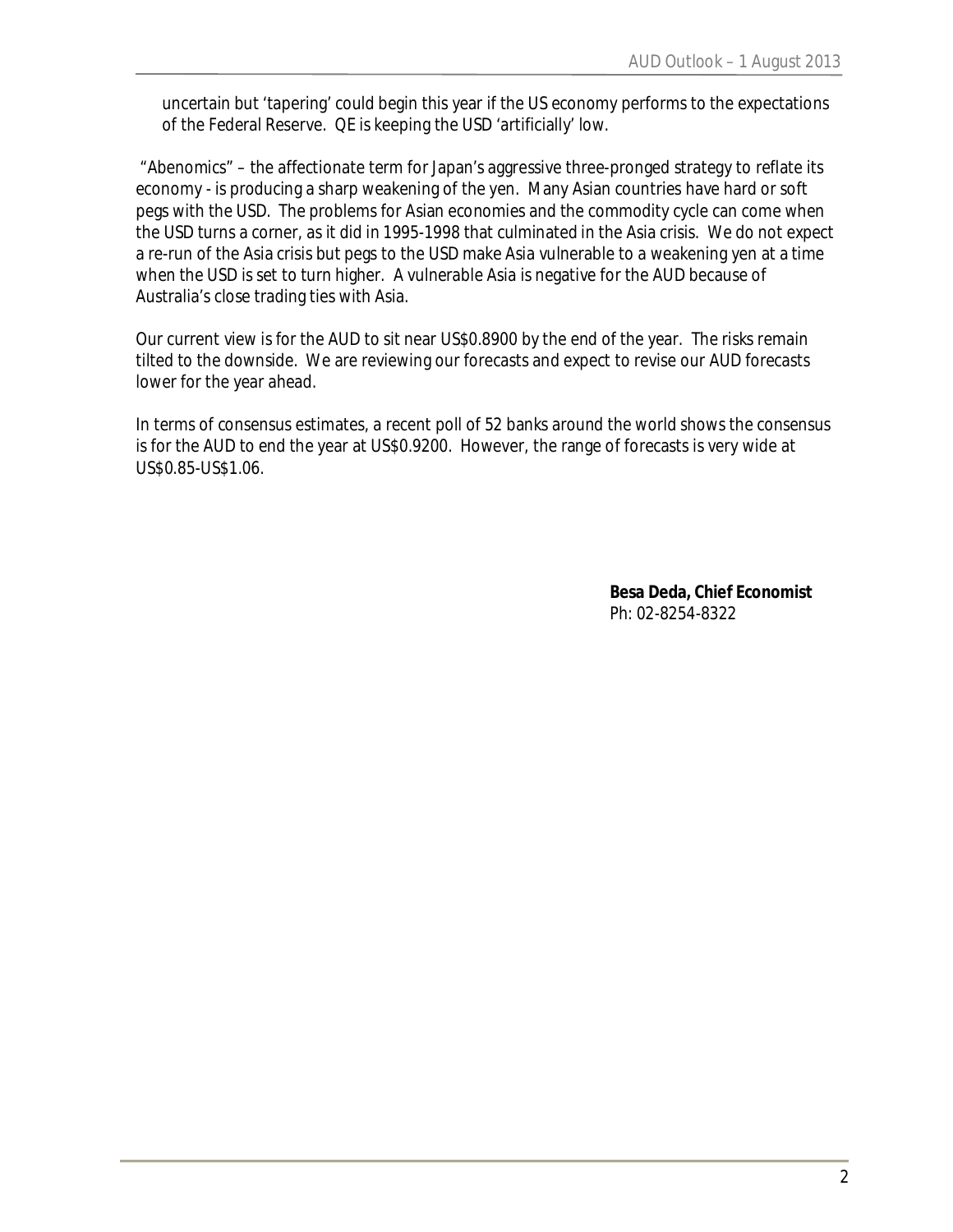uncertain but 'tapering' could begin this year if the US economy performs to the expectations of the Federal Reserve. QE is keeping the USD 'artificially' low.

"Abenomics" – the affectionate term for Japan's aggressive three-pronged strategy to reflate its economy - is producing a sharp weakening of the yen. Many Asian countries have hard or soft pegs with the USD. The problems for Asian economies and the commodity cycle can come when the USD turns a corner, as it did in 1995-1998 that culminated in the Asia crisis. We do not expect a re-run of the Asia crisis but pegs to the USD make Asia vulnerable to a weakening yen at a time when the USD is set to turn higher. A vulnerable Asia is negative for the AUD because of Australia's close trading ties with Asia.

Our current view is for the AUD to sit near US$0.8900 by the end of the year. The risks remain tilted to the downside. We are reviewing our forecasts and expect to revise our AUD forecasts lower for the year ahead.

In terms of consensus estimates, a recent poll of 52 banks around the world shows the consensus is for the AUD to end the year at US$0.9200. However, the range of forecasts is very wide at US$0.85-US$1.06.

**Besa Deda, Chief Economist**
Ph: 02-8254-8322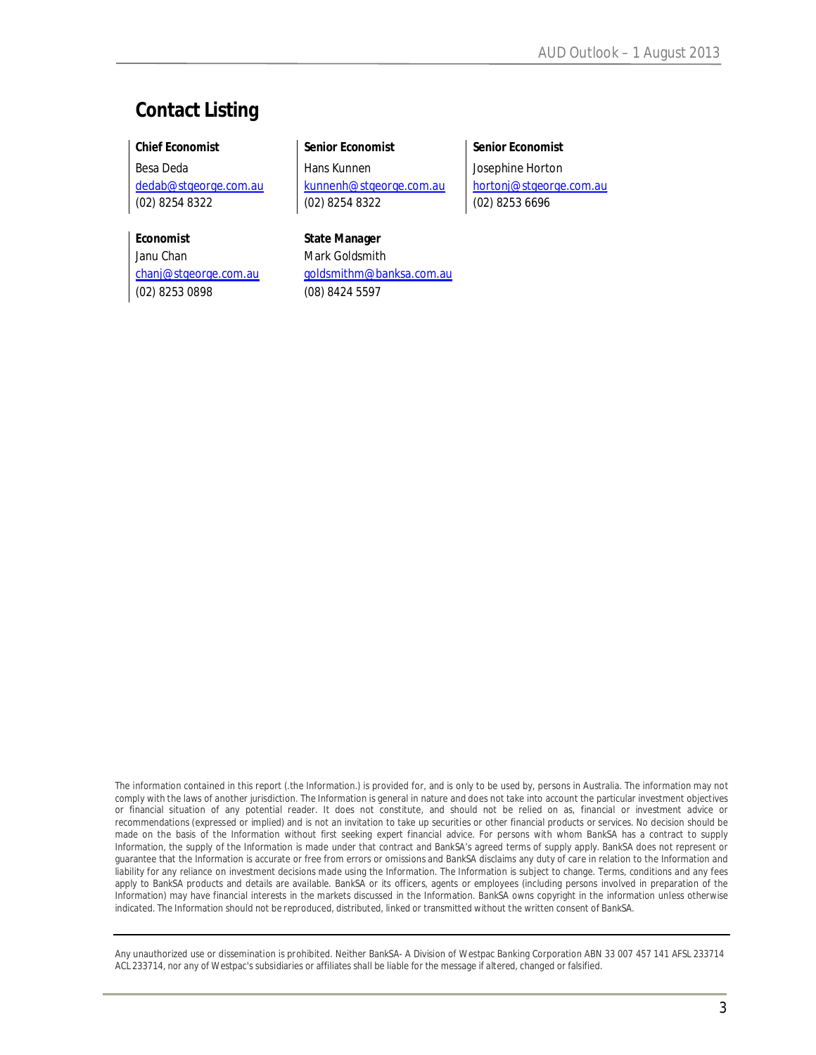## Contact Listing

**Chief Economist**
Besa Deda
dedab@stgeorge.com.au
(02) 8254 8322

**Senior Economist**
Hans Kunnen
kunnenh@stgeorge.com.au
(02) 8254 8322

**Senior Economist**
Josephine Horton
hortonj@stgeorge.com.au
(02) 8253 6696

**Economist**
Janu Chan
chanj@stgeorge.com.au
(02) 8253 0898

***State Manager***
Mark Goldsmith
goldsmithm@banksa.com.au
(08) 8424 5597

The information contained in this report (.the Information.) is provided for, and is only to be used by, persons in Australia. The information may not comply with the laws of another jurisdiction. The Information is general in nature and does not take into account the particular investment objectives or financial situation of any potential reader. It does not constitute, and should not be relied on as, financial or investment advice or recommendations (expressed or implied) and is not an invitation to take up securities or other financial products or services. No decision should be made on the basis of the Information without first seeking expert financial advice. For persons with whom BankSA has a contract to supply Information, the supply of the Information is made under that contract and BankSA's agreed terms of supply apply. BankSA does not represent or guarantee that the Information is accurate or free from errors or omissions and BankSA disclaims any duty of care in relation to the Information and liability for any reliance on investment decisions made using the Information. The Information is subject to change. Terms, conditions and any fees apply to BankSA products and details are available. BankSA or its officers, agents or employees (including persons involved in preparation of the Information) may have financial interests in the markets discussed in the Information. BankSA owns copyright in the information unless otherwise indicated. The Information should not be reproduced, distributed, linked or transmitted without the written consent of BankSA.

*Any unauthorized use or dissemination is prohibited. Neither BankSA- A Division of Westpac Banking Corporation ABN 33 007 457 141 AFSL 233714 ACL 233714, nor any of Westpac's subsidiaries or affiliates shall be liable for the message if altered, changed or falsified.*